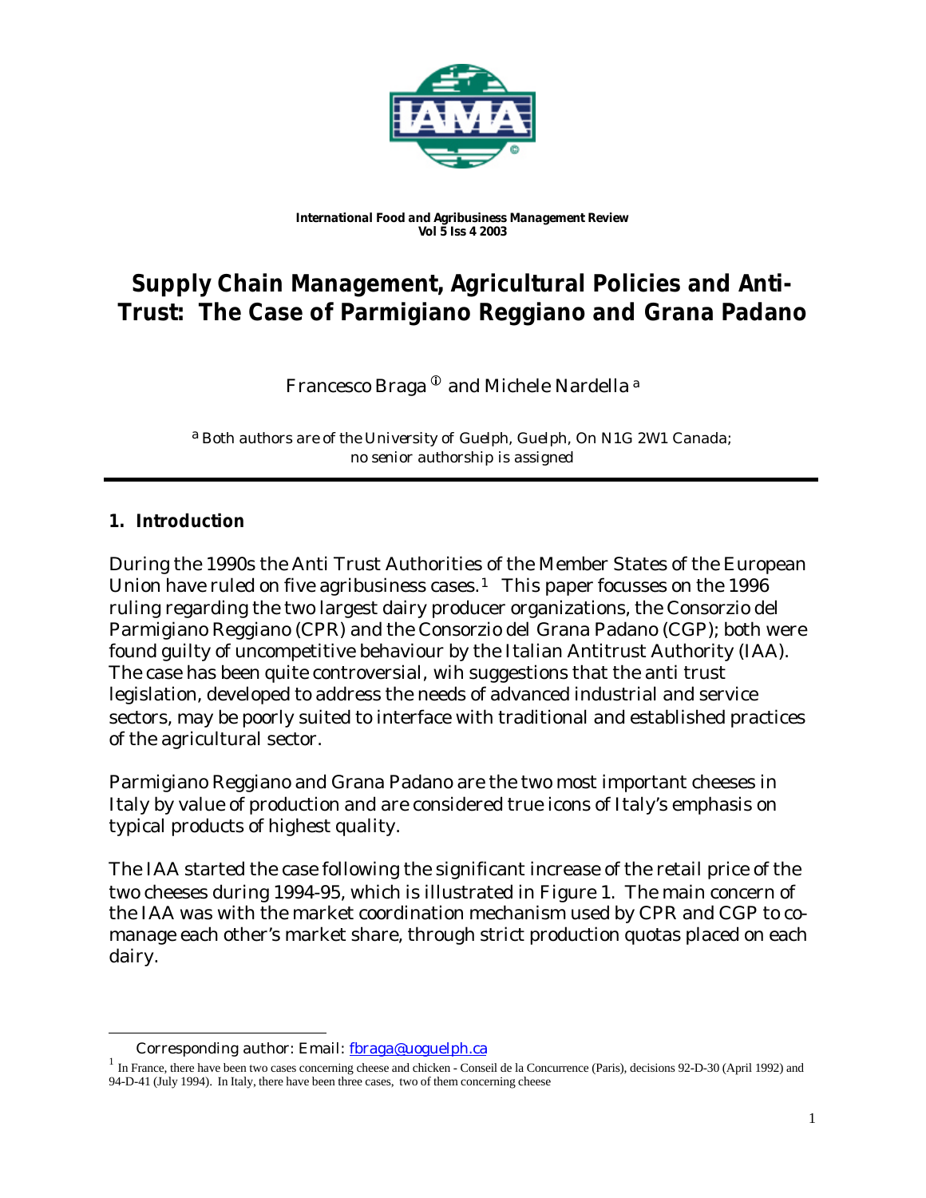*International Food and Agribusiness Management Review*
*Vol 5 Iss 4 2003*

# Supply Chain Management, Agricultural Policies and Anti-Trust: The Case of Parmigiano Reggiano and Grana Padano

Francesco Braga [①] and Michele Nardella [a]

[a] *Both authors are of the University of Guelph, Guelph, On N1G 2W1 Canada; no senior authorship is assigned*

## 1. Introduction

During the 1990s the Anti Trust Authorities of the Member States of the European Union have ruled on five agribusiness cases.[1] This paper focusses on the 1996 ruling regarding the two largest dairy producer organizations, the Consorzio del Parmigiano Reggiano (CPR) and the Consorzio del Grana Padano (CGP); both were found guilty of uncompetitive behaviour by the Italian Antitrust Authority (IAA). The case has been quite controversial, wih suggestions that the anti trust legislation, developed to address the needs of advanced industrial and service sectors, may be poorly suited to interface with traditional and established practices of the agricultural sector.

Parmigiano Reggiano and Grana Padano are the two most important cheeses in Italy by value of production and are considered true icons of Italy's emphasis on typical products of highest quality.

The IAA started the case following the significant increase of the retail price of the two cheeses during 1994-95, which is illustrated in Figure 1. The main concern of the IAA was with the market coordination mechanism used by CPR and CGP to co-manage each other's market share, through strict production quotas placed on each dairy.

---

① Corresponding author: Email: fbraga@uoguelph.ca

[1] In France, there have been two cases concerning cheese and chicken - Conseil de la Concurrence (Paris), decisions 92-D-30 (April 1992) and 94-D-41 (July 1994). In Italy, there have been three cases, two of them concerning cheese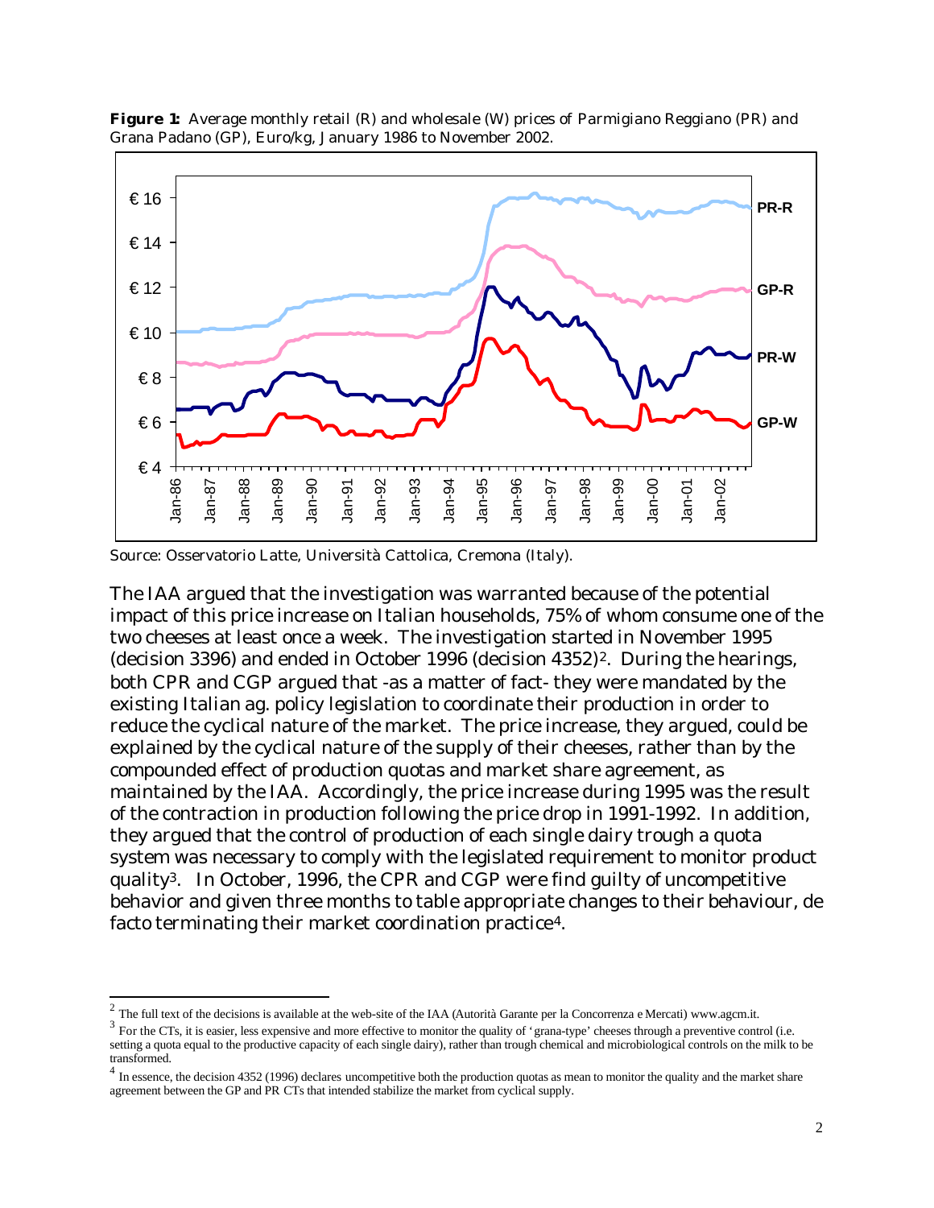**Figure 1:** Average monthly retail (R) and wholesale (W) prices of Parmigiano Reggiano (PR) and Grana Padano (GP), Euro/kg, January 1986 to November 2002.

Source: Osservatorio Latte, Università Cattolica, Cremona (Italy).

The IAA argued that the investigation was warranted because of the potential impact of this price increase on Italian households, 75% of whom consume one of the two cheeses at least once a week. The investigation started in November 1995 (decision 3396) and ended in October 1996 (decision 4352)[2]. During the hearings, both CPR and CGP argued that -as a matter of fact- they were mandated by the existing Italian ag. policy legislation to coordinate their production in order to reduce the cyclical nature of the market. The price increase, they argued, could be explained by the cyclical nature of the supply of their cheeses, rather than by the compounded effect of production quotas and market share agreement, as maintained by the IAA. Accordingly, the price increase during 1995 was the result of the contraction in production following the price drop in 1991-1992. In addition, they argued that the control of production of each single dairy trough a quota system was necessary to comply with the legislated requirement to monitor product quality[3]. In October, 1996, the CPR and CGP were find guilty of uncompetitive behavior and given three months to table appropriate changes to their behaviour, de facto terminating their market coordination practice[4].

---

[2] The full text of the decisions is available at the web-site of the IAA (Autorità Garante per la Concorrenza e Mercati) www.agcm.it.

[3] For the CTs, it is easier, less expensive and more effective to monitor the quality of 'grana-type' cheeses through a preventive control (i.e. setting a quota equal to the productive capacity of each single dairy), rather than trough chemical and microbiological controls on the milk to be transformed.

[4] In essence, the decision 4352 (1996) declares uncompetitive both the production quotas as mean to monitor the quality and the market share agreement between the GP and PR CTs that intended stabilize the market from cyclical supply.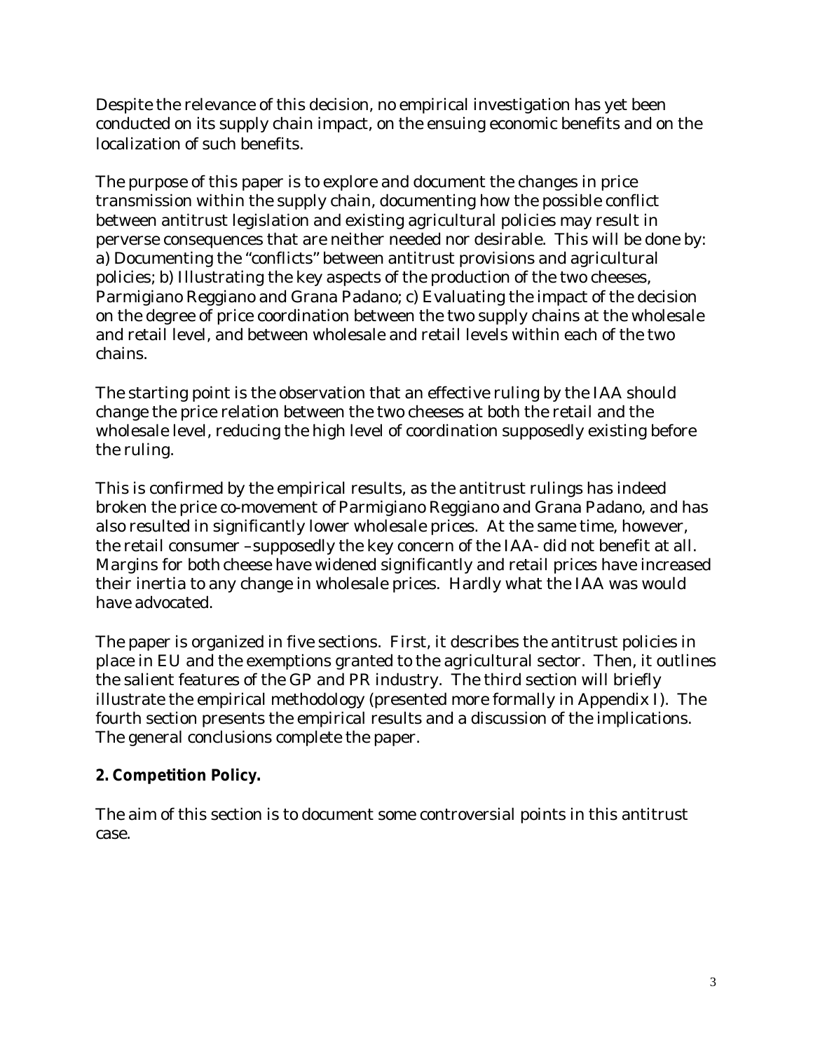Despite the relevance of this decision, no empirical investigation has yet been conducted on its supply chain impact, on the ensuing economic benefits and on the localization of such benefits.

The purpose of this paper is to explore and document the changes in price transmission within the supply chain, documenting how the possible conflict between antitrust legislation and existing agricultural policies may result in perverse consequences that are neither needed nor desirable. This will be done by: a) Documenting the "conflicts" between antitrust provisions and agricultural policies; b) Illustrating the key aspects of the production of the two cheeses, Parmigiano Reggiano and Grana Padano; c) Evaluating the impact of the decision on the degree of price coordination between the two supply chains at the wholesale and retail level, and between wholesale and retail levels within each of the two chains.

The starting point is the observation that an effective ruling by the IAA should change the price relation between the two cheeses at both the retail and the wholesale level, reducing the high level of coordination supposedly existing before the ruling.

This is confirmed by the empirical results, as the antitrust rulings has indeed broken the price co-movement of Parmigiano Reggiano and Grana Padano, and has also resulted in significantly lower wholesale prices. At the same time, however, the retail consumer –supposedly the key concern of the IAA- did not benefit at all. Margins for both cheese have widened significantly and retail prices have increased their inertia to any change in wholesale prices. Hardly what the IAA was would have advocated.

The paper is organized in five sections. First, it describes the antitrust policies in place in EU and the exemptions granted to the agricultural sector. Then, it outlines the salient features of the GP and PR industry. The third section will briefly illustrate the empirical methodology (presented more formally in Appendix I). The fourth section presents the empirical results and a discussion of the implications. The general conclusions complete the paper.

## 2. Competition Policy.

The aim of this section is to document some controversial points in this antitrust case.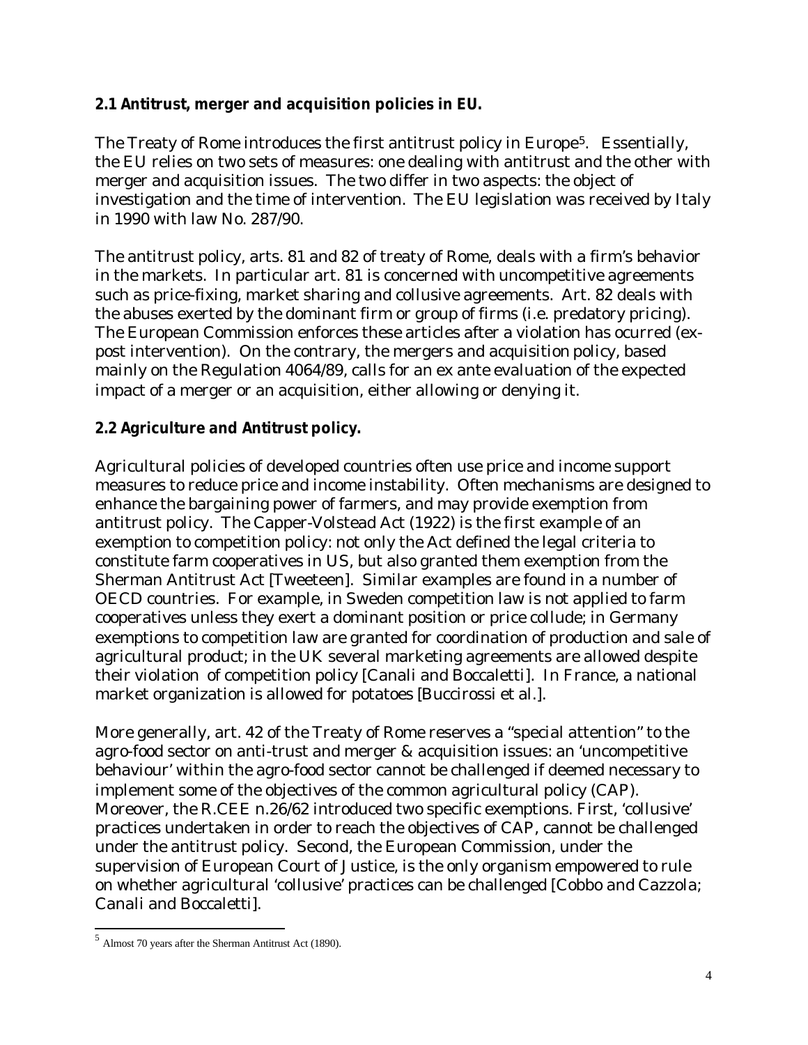### 2.1 Antitrust, merger and acquisition policies in EU.

The Treaty of Rome introduces the first antitrust policy in Europe[5]. Essentially, the EU relies on two sets of measures: one dealing with antitrust and the other with merger and acquisition issues. The two differ in two aspects: the object of investigation and the time of intervention. The EU legislation was received by Italy in 1990 with law No. 287/90.

The antitrust policy, arts. 81 and 82 of treaty of Rome, deals with a firm's behavior in the markets. In particular art. 81 is concerned with uncompetitive agreements such as price-fixing, market sharing and collusive agreements. Art. 82 deals with the abuses exerted by the dominant firm or group of firms (i.e. predatory pricing). The European Commission enforces these articles after a violation has ocurred (ex-post intervention). On the contrary, the mergers and acquisition policy, based mainly on the Regulation 4064/89, calls for an ex ante evaluation of the expected impact of a merger or an acquisition, either allowing or denying it.

### 2.2 Agriculture and Antitrust policy.

Agricultural policies of developed countries often use price and income support measures to reduce price and income instability. Often mechanisms are designed to enhance the bargaining power of farmers, and may provide exemption from antitrust policy. The Capper-Volstead Act (1922) is the first example of an exemption to competition policy: not only the Act defined the legal criteria to constitute farm cooperatives in US, but also granted them exemption from the Sherman Antitrust Act [Tweeteen]. Similar examples are found in a number of OECD countries. For example, in Sweden competition law is not applied to farm cooperatives unless they exert a dominant position or price collude; in Germany exemptions to competition law are granted for coordination of production and sale of agricultural product; in the UK several marketing agreements are allowed despite their violation of competition policy [Canali and Boccaletti]. In France, a national market organization is allowed for potatoes [Buccirossi et al.].

More generally, art. 42 of the Treaty of Rome reserves a "special attention" to the agro-food sector on anti-trust and merger & acquisition issues: an 'uncompetitive behaviour' within the agro-food sector cannot be challenged if deemed necessary to implement some of the objectives of the common agricultural policy (CAP). Moreover, the R.CEE n.26/62 introduced two specific exemptions. First, 'collusive' practices undertaken in order to reach the objectives of CAP, cannot be challenged under the antitrust policy. Second, the European Commission, under the supervision of European Court of Justice, is the only organism empowered to rule on whether agricultural 'collusive' practices can be challenged [Cobbo and Cazzola; Canali and Boccaletti].

[5] Almost 70 years after the Sherman Antitrust Act (1890).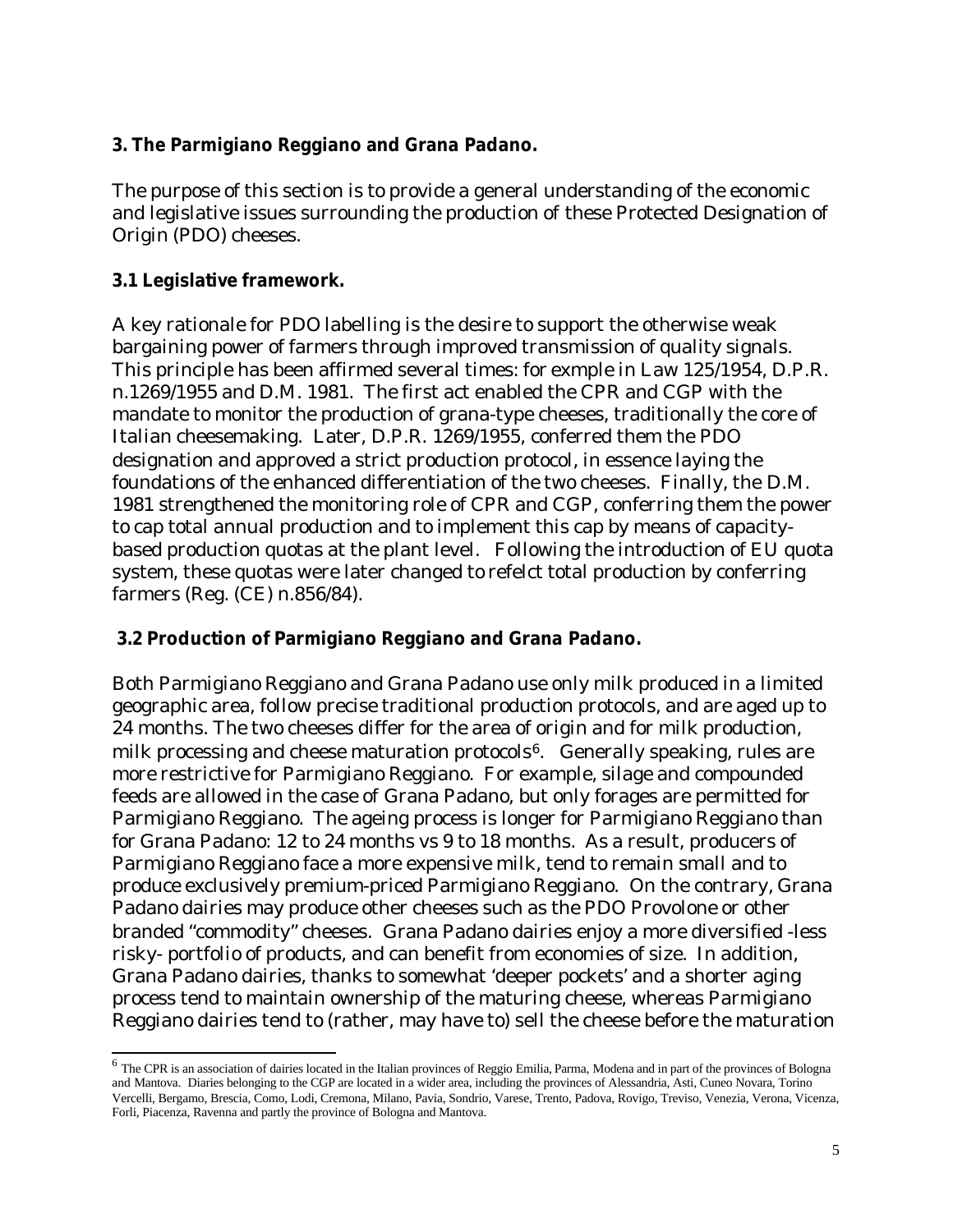## 3. The Parmigiano Reggiano and Grana Padano.

The purpose of this section is to provide a general understanding of the economic and legislative issues surrounding the production of these Protected Designation of Origin (PDO) cheeses.

### 3.1 Legislative framework.

A key rationale for PDO labelling is the desire to support the otherwise weak bargaining power of farmers through improved transmission of quality signals. This principle has been affirmed several times: for exmple in Law 125/1954, D.P.R. n.1269/1955 and D.M. 1981. The first act enabled the CPR and CGP with the mandate to monitor the production of grana-type cheeses, traditionally the core of Italian cheesemaking. Later, D.P.R. 1269/1955, conferred them the PDO designation and approved a strict production protocol, in essence laying the foundations of the enhanced differentiation of the two cheeses. Finally, the D.M. 1981 strengthened the monitoring role of CPR and CGP, conferring them the power to cap total annual production and to implement this cap by means of capacity-based production quotas at the plant level. Following the introduction of EU quota system, these quotas were later changed to refelct total production by conferring farmers (Reg. (CE) n.856/84).

### 3.2 Production of Parmigiano Reggiano and Grana Padano.

Both Parmigiano Reggiano and Grana Padano use only milk produced in a limited geographic area, follow precise traditional production protocols, and are aged up to 24 months. The two cheeses differ for the area of origin and for milk production, milk processing and cheese maturation protocols[6]. Generally speaking, rules are more restrictive for Parmigiano Reggiano. For example, silage and compounded feeds are allowed in the case of Grana Padano, but only forages are permitted for Parmigiano Reggiano. The ageing process is longer for Parmigiano Reggiano than for Grana Padano: 12 to 24 months vs 9 to 18 months. As a result, producers of Parmigiano Reggiano face a more expensive milk, tend to remain small and to produce exclusively premium-priced Parmigiano Reggiano. On the contrary, Grana Padano dairies may produce other cheeses such as the PDO Provolone or other branded "commodity" cheeses. Grana Padano dairies enjoy a more diversified -less risky- portfolio of products, and can benefit from economies of size. In addition, Grana Padano dairies, thanks to somewhat 'deeper pockets' and a shorter aging process tend to maintain ownership of the maturing cheese, whereas Parmigiano Reggiano dairies tend to (rather, may have to) sell the cheese before the maturation

---

[6] The CPR is an association of dairies located in the Italian provinces of Reggio Emilia, Parma, Modena and in part of the provinces of Bologna and Mantova. Diaries belonging to the CGP are located in a wider area, including the provinces of Alessandria, Asti, Cuneo Novara, Torino Vercelli, Bergamo, Brescia, Como, Lodi, Cremona, Milano, Pavia, Sondrio, Varese, Trento, Padova, Rovigo, Treviso, Venezia, Verona, Vicenza, Forli, Piacenza, Ravenna and partly the province of Bologna and Mantova.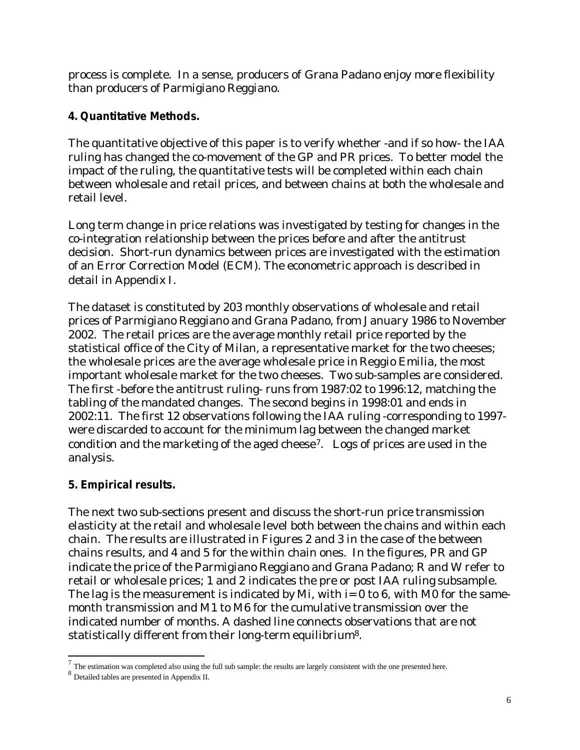process is complete. In a sense, producers of Grana Padano enjoy more flexibility than producers of Parmigiano Reggiano.

## 4. Quantitative Methods.

The quantitative objective of this paper is to verify whether -and if so how- the IAA ruling has changed the co-movement of the GP and PR prices. To better model the impact of the ruling, the quantitative tests will be completed within each chain between wholesale and retail prices, and between chains at both the wholesale and retail level.

Long term change in price relations was investigated by testing for changes in the co-integration relationship between the prices before and after the antitrust decision. Short-run dynamics between prices are investigated with the estimation of an Error Correction Model (ECM). The econometric approach is described in detail in Appendix I.

The dataset is constituted by 203 monthly observations of wholesale and retail prices of Parmigiano Reggiano and Grana Padano, from January 1986 to November 2002. The retail prices are the average monthly retail price reported by the statistical office of the City of Milan, a representative market for the two cheeses; the wholesale prices are the average wholesale price in Reggio Emilia, the most important wholesale market for the two cheeses. Two sub-samples are considered. The first -before the antitrust ruling- runs from 1987:02 to 1996:12, matching the tabling of the mandated changes. The second begins in 1998:01 and ends in 2002:11. The first 12 observations following the IAA ruling -corresponding to 1997- were discarded to account for the minimum lag between the changed market condition and the marketing of the aged cheese[7]. Logs of prices are used in the analysis.

## 5. Empirical results.

The next two sub-sections present and discuss the short-run price transmission elasticity at the retail and wholesale level both between the chains and within each chain. The results are illustrated in Figures 2 and 3 in the case of the between chains results, and 4 and 5 for the within chain ones. In the figures, PR and GP indicate the price of the Parmigiano Reggiano and Grana Padano; R and W refer to retail or wholesale prices; 1 and 2 indicates the pre or post IAA ruling subsample. The lag is the measurement is indicated by Mi, with i= 0 to 6, with M0 for the same-month transmission and M1 to M6 for the cumulative transmission over the indicated number of months. A dashed line connects observations that are not statistically different from their long-term equilibrium[8].

---

[7] The estimation was completed also using the full sub sample: the results are largely consistent with the one presented here.

[8] Detailed tables are presented in Appendix II.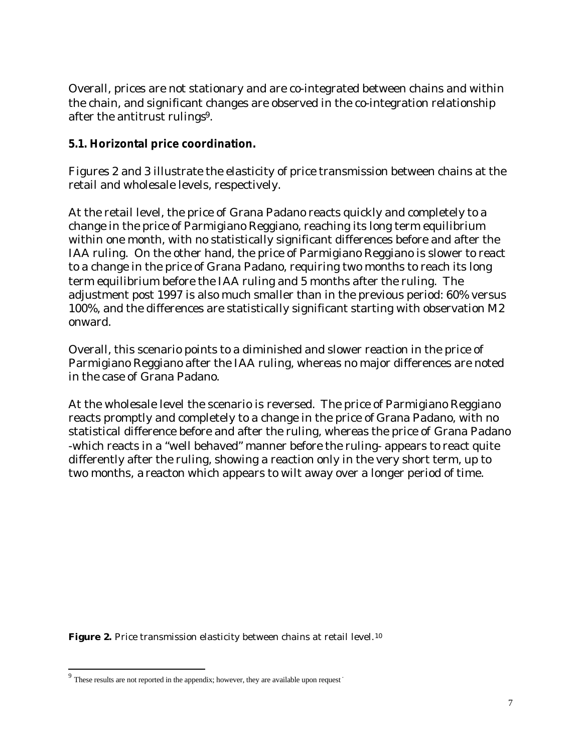Overall, prices are not stationary and are co-integrated between chains and within the chain, and significant changes are observed in the co-integration relationship after the antitrust rulings[9].

### 5.1. Horizontal price coordination.

Figures 2 and 3 illustrate the elasticity of price transmission between chains at the retail and wholesale levels, respectively.

At the retail level, the price of Grana Padano reacts quickly and completely to a change in the price of Parmigiano Reggiano, reaching its long term equilibrium within one month, with no statistically significant differences before and after the IAA ruling. On the other hand, the price of Parmigiano Reggiano is slower to react to a change in the price of Grana Padano, requiring two months to reach its long term equilibrium before the IAA ruling and 5 months after the ruling. The adjustment post 1997 is also much smaller than in the previous period: 60% versus 100%, and the differences are statistically significant starting with observation M2 onward.

Overall, this scenario points to a diminished and slower reaction in the price of Parmigiano Reggiano after the IAA ruling, whereas no major differences are noted in the case of Grana Padano.

At the wholesale level the scenario is reversed. The price of Parmigiano Reggiano reacts promptly and completely to a change in the price of Grana Padano, with no statistical difference before and after the ruling, whereas the price of Grana Padano -which reacts in a "well behaved" manner before the ruling- appears to react quite differently after the ruling, showing a reaction only in the very short term, up to two months, a reacton which appears to wilt away over a longer period of time.

**Figure 2.** Price transmission elasticity between chains at retail level.[10]

[9] These results are not reported in the appendix; however, they are available upon request.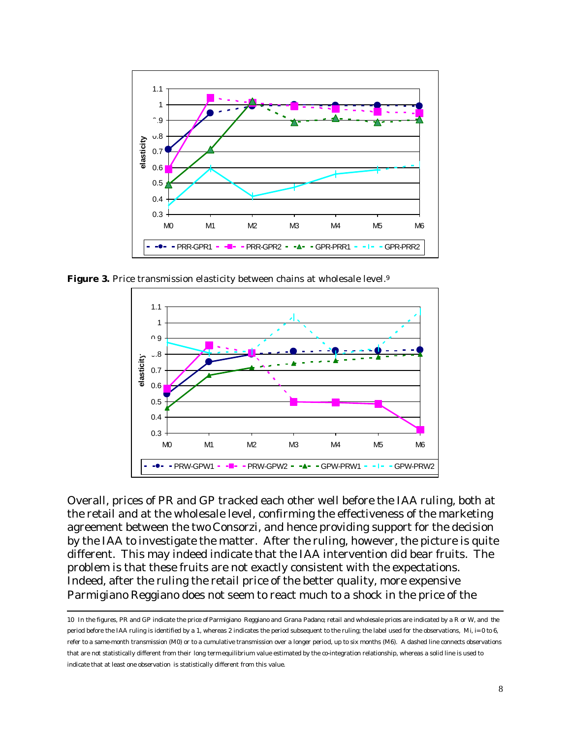**Figure 3.** Price transmission elasticity between chains at wholesale level.[9]

Overall, prices of PR and GP tracked each other well before the IAA ruling, both at the retail and at the wholesale level, confirming the effectiveness of the marketing agreement between the two Consorzi, and hence providing support for the decision by the IAA to investigate the matter. After the ruling, however, the picture is quite different. This may indeed indicate that the IAA intervention did bear fruits. The problem is that these fruits are not exactly consistent with the expectations. Indeed, after the ruling the retail price of the better quality, more expensive Parmigiano Reggiano does not seem to react much to a shock in the price of the

---

10 In the figures, PR and GP indicate the price of Parmigiano Reggiano and Grana Padano; retail and wholesale prices are indicated by a R or W, and the period before the IAA ruling is identified by a 1, whereas 2 indicates the period subsequent to the ruling; the label used for the observations, Mi, i=0 to 6, refer to a same-month transmission (M0) or to a cumulative transmission over a longer period, up to six months (M6). A dashed line connects observations that are not statistically different from their long term equilibrium value estimated by the co-integration relationship, whereas a solid line is used to indicate that at least one observation is statistically different from this value.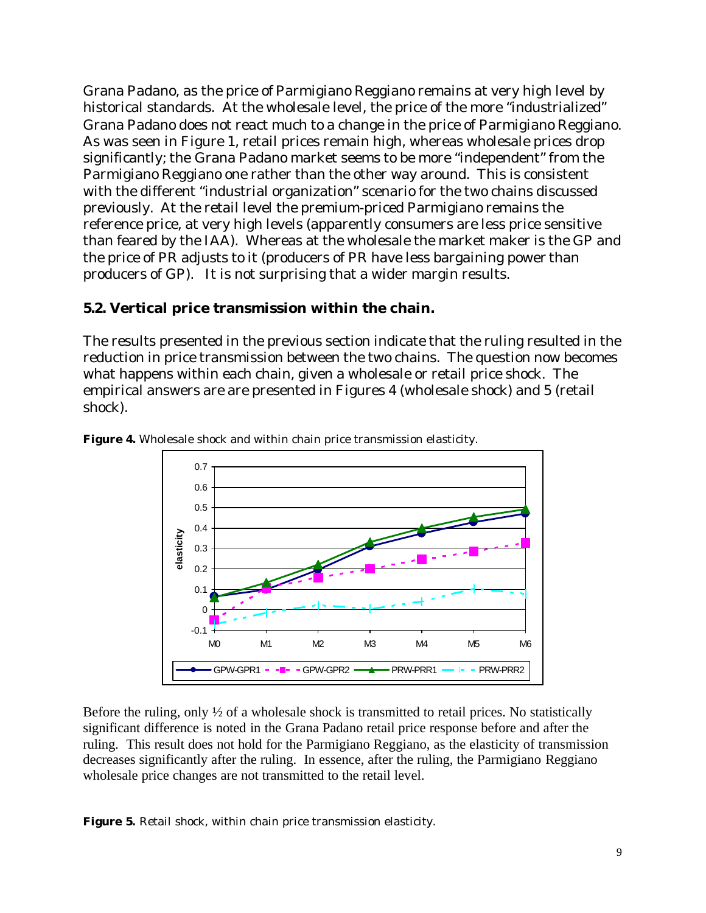Grana Padano, as the price of Parmigiano Reggiano remains at very high level by historical standards. At the wholesale level, the price of the more "industrialized" Grana Padano does not react much to a change in the price of Parmigiano Reggiano. As was seen in Figure 1, retail prices remain high, whereas wholesale prices drop significantly; the Grana Padano market seems to be more "independent" from the Parmigiano Reggiano one rather than the other way around. This is consistent with the different "industrial organization" scenario for the two chains discussed previously. At the retail level the premium-priced Parmigiano remains the reference price, at very high levels (apparently consumers are less price sensitive than feared by the IAA). Whereas at the wholesale the market maker is the GP and the price of PR adjusts to it (producers of PR have less bargaining power than producers of GP). It is not surprising that a wider margin results.

## 5.2. Vertical price transmission within the chain.

The results presented in the previous section indicate that the ruling resulted in the reduction in price transmission between the two chains. The question now becomes what happens within each chain, given a wholesale or retail price shock. The empirical answers are are presented in Figures 4 (wholesale shock) and 5 (retail shock).

**Figure 4.** Wholesale shock and within chain price transmission elasticity.

Before the ruling, only ½ of a wholesale shock is transmitted to retail prices. No statistically significant difference is noted in the Grana Padano retail price response before and after the ruling. This result does not hold for the Parmigiano Reggiano, as the elasticity of transmission decreases significantly after the ruling. In essence, after the ruling, the Parmigiano Reggiano wholesale price changes are not transmitted to the retail level.

**Figure 5.** Retail shock, within chain price transmission elasticity.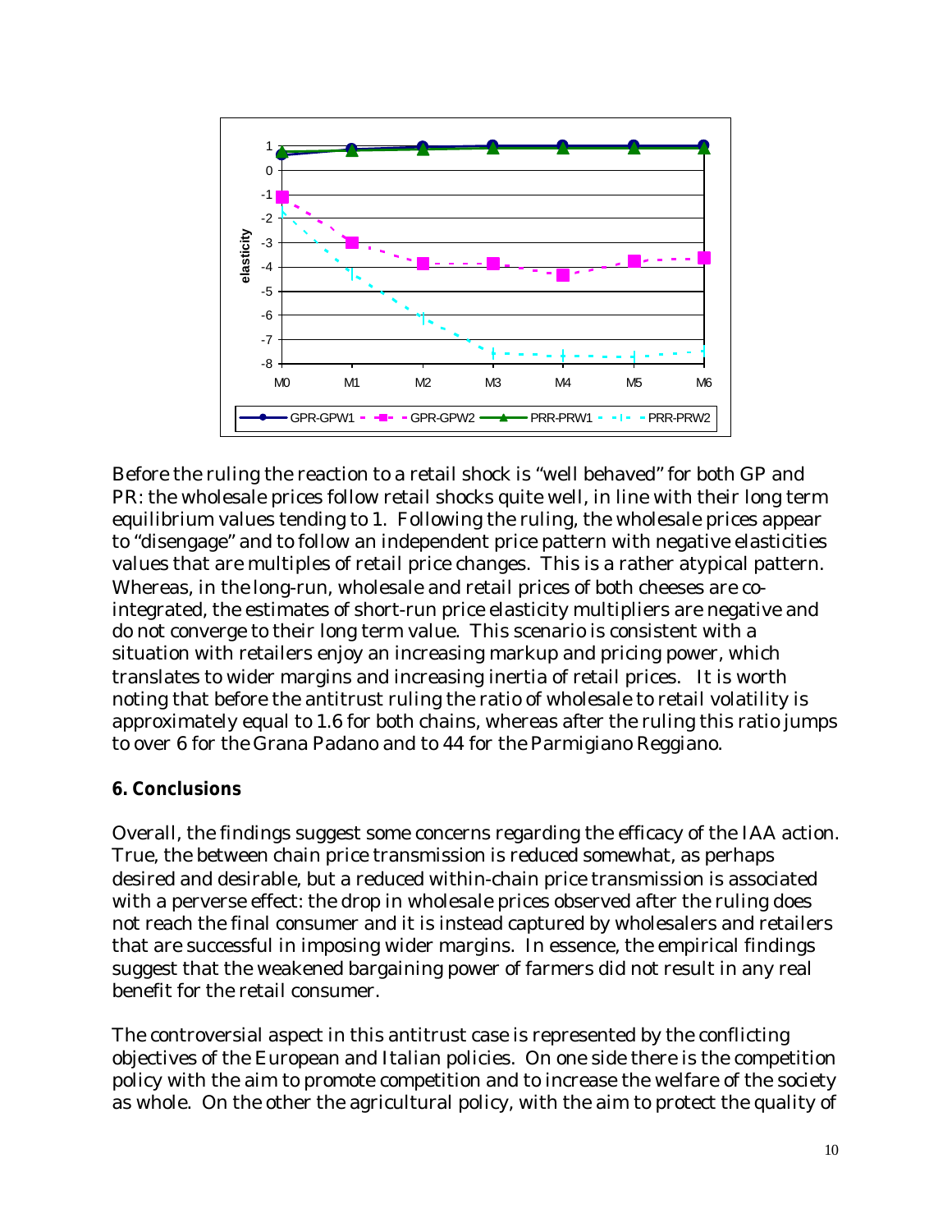Before the ruling the reaction to a retail shock is "well behaved" for both GP and PR: the wholesale prices follow retail shocks quite well, in line with their long term equilibrium values tending to 1. Following the ruling, the wholesale prices appear to "disengage" and to follow an independent price pattern with negative elasticities values that are multiples of retail price changes. This is a rather atypical pattern. Whereas, in the long-run, wholesale and retail prices of both cheeses are co-integrated, the estimates of short-run price elasticity multipliers are negative and do not converge to their long term value. This scenario is consistent with a situation with retailers enjoy an increasing markup and pricing power, which translates to wider margins and increasing inertia of retail prices. It is worth noting that before the antitrust ruling the ratio of wholesale to retail volatility is approximately equal to 1.6 for both chains, whereas after the ruling this ratio jumps to over 6 for the Grana Padano and to 44 for the Parmigiano Reggiano.

## 6. Conclusions

Overall, the findings suggest some concerns regarding the efficacy of the IAA action. True, the between chain price transmission is reduced somewhat, as perhaps desired and desirable, but a reduced within-chain price transmission is associated with a perverse effect: the drop in wholesale prices observed after the ruling does not reach the final consumer and it is instead captured by wholesalers and retailers that are successful in imposing wider margins. In essence, the empirical findings suggest that the weakened bargaining power of farmers did not result in any real benefit for the retail consumer.

The controversial aspect in this antitrust case is represented by the conflicting objectives of the European and Italian policies. On one side there is the competition policy with the aim to promote competition and to increase the welfare of the society as whole. On the other the agricultural policy, with the aim to protect the quality of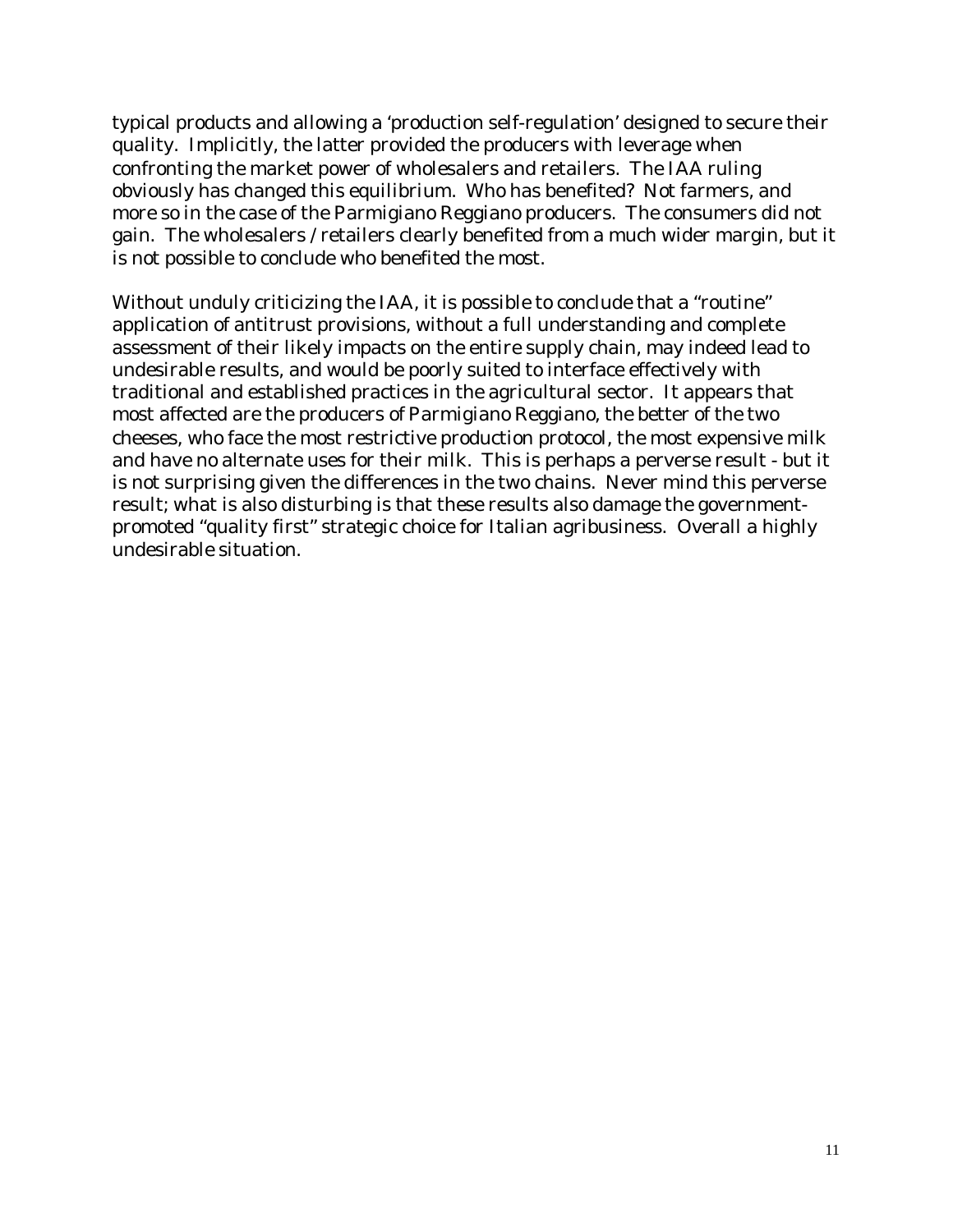typical products and allowing a 'production self-regulation' designed to secure their quality. Implicitly, the latter provided the producers with leverage when confronting the market power of wholesalers and retailers. The IAA ruling obviously has changed this equilibrium. Who has benefited? Not farmers, and more so in the case of the Parmigiano Reggiano producers. The consumers did not gain. The wholesalers /retailers clearly benefited from a much wider margin, but it is not possible to conclude who benefited the most.

Without unduly criticizing the IAA, it is possible to conclude that a "routine" application of antitrust provisions, without a full understanding and complete assessment of their likely impacts on the entire supply chain, may indeed lead to undesirable results, and would be poorly suited to interface effectively with traditional and established practices in the agricultural sector. It appears that most affected are the producers of Parmigiano Reggiano, the better of the two cheeses, who face the most restrictive production protocol, the most expensive milk and have no alternate uses for their milk. This is perhaps a perverse result - but it is not surprising given the differences in the two chains. Never mind this perverse result; what is also disturbing is that these results also damage the government-promoted "quality first" strategic choice for Italian agribusiness. Overall a highly undesirable situation.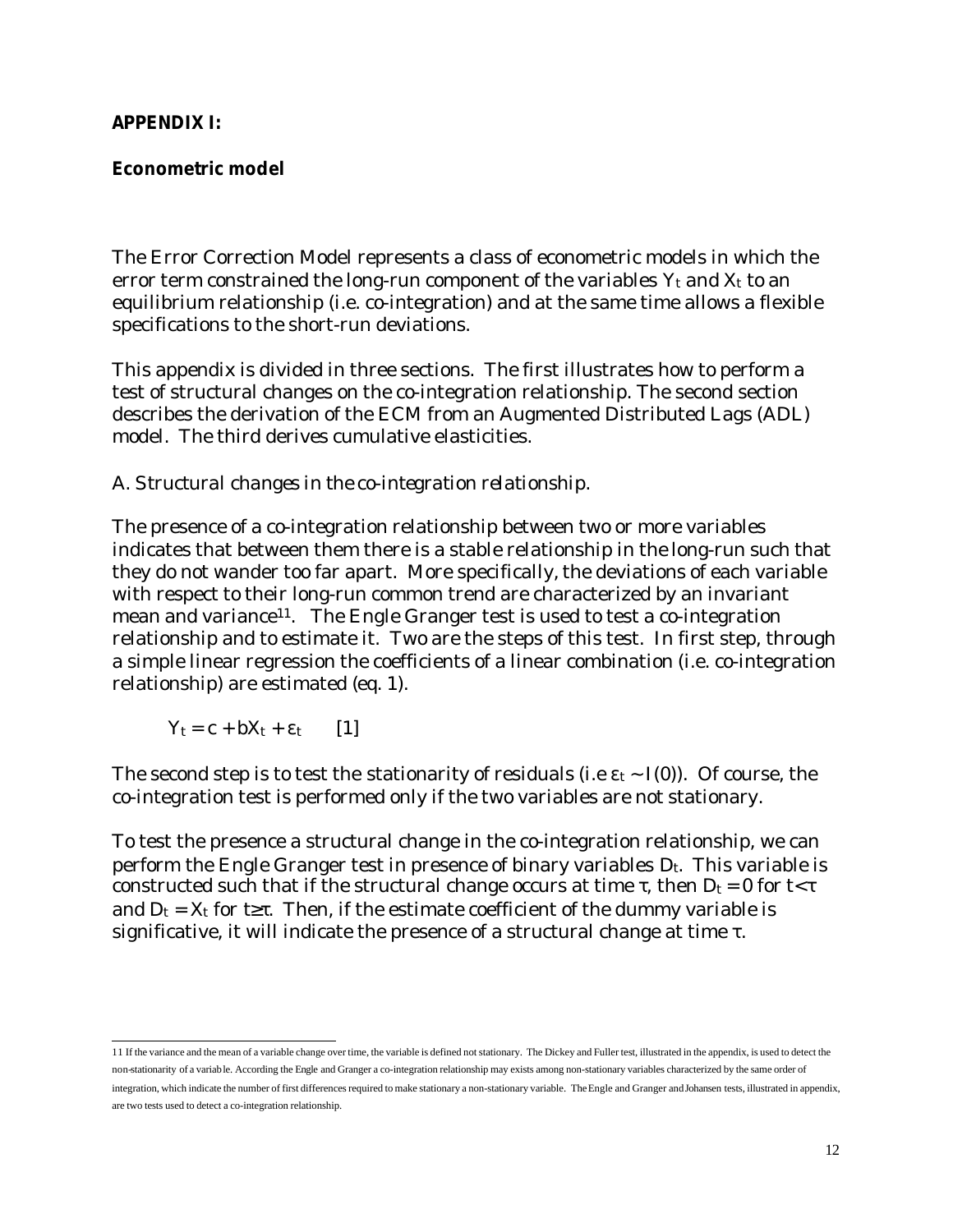**APPENDIX I:**

**Econometric model**

The Error Correction Model represents a class of econometric models in which the error term constrained the long-run component of the variables $Y_t$ and $X_t$ to an equilibrium relationship (i.e. co-integration) and at the same time allows a flexible specifications to the short-run deviations.

This appendix is divided in three sections. The first illustrates how to perform a test of structural changes on the co-integration relationship. The second section describes the derivation of the ECM from an Augmented Distributed Lags (ADL) model. The third derives cumulative elasticities.

*A. Structural changes in the co-integration relationship.*

The presence of a co-integration relationship between two or more variables indicates that between them there is a stable relationship in the long-run such that they do not wander too far apart. More specifically, the deviations of each variable with respect to their long-run common trend are characterized by an invariant mean and variance[11]. The Engle Granger test is used to test a co-integration relationship and to estimate it. Two are the steps of this test. In first step, through a simple linear regression the coefficients of a linear combination (i.e. co-integration relationship) are estimated (eq. 1).

$$Y_t = c + bX_t + \varepsilon_t \qquad [1]$$

The second step is to test the stationarity of residuals (i.e $\varepsilon_t \sim I(0)$). Of course, the co-integration test is performed only if the two variables are not stationary.

To test the presence a structural change in the co-integration relationship, we can perform the Engle Granger test in presence of binary variables $D_t$. This variable is constructed such that if the structural change occurs at time $\tau$, then $D_t = 0$ for $t<\tau$ and $D_t = X_t$ for $t\geq\tau$. Then, if the estimate coefficient of the dummy variable is significative, it will indicate the presence of a structural change at time $\tau$.

---

11 If the variance and the mean of a variable change over time, the variable is defined not stationary. The Dickey and Fuller test, illustrated in the appendix, is used to detect the non-stationarity of a variable. According the Engle and Granger a co-integration relationship may exists among non-stationary variables characterized by the same order of integration, which indicate the number of first differences required to make stationary a non-stationary variable. The Engle and Granger and Johansen tests, illustrated in appendix, are two tests used to detect a co-integration relationship.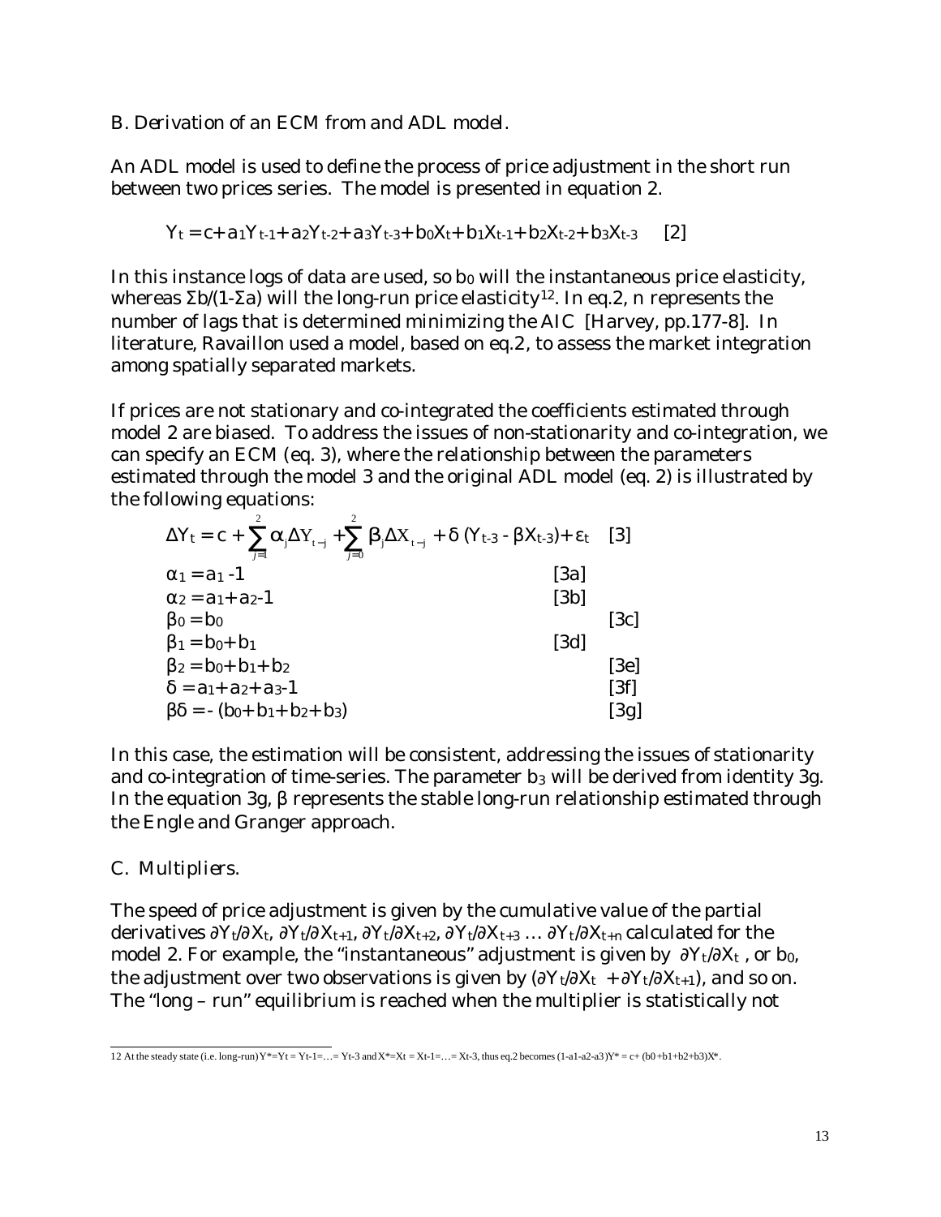B. *Derivation of an ECM from and ADL model.*

An ADL model is used to define the process of price adjustment in the short run between two prices series. The model is presented in equation 2.

$$Y_t = c + a_1 Y_{t-1} + a_2 Y_{t-2} + a_3 Y_{t-3} + b_0 X_t + b_1 X_{t-1} + b_2 X_{t-2} + b_3 X_{t-3} \quad [2]$$

In this instance logs of data are used, so $b_0$ will the instantaneous price elasticity, whereas $\Sigma b/(1-\Sigma a)$ will the long-run price elasticity[12]. In eq.2, n represents the number of lags that is determined minimizing the AIC [Harvey, pp.177-8]. In literature, Ravaillon used a model, based on eq.2, to assess the market integration among spatially separated markets.

If prices are not stationary and co-integrated the coefficients estimated through model 2 are biased. To address the issues of non-stationarity and co-integration, we can specify an ECM (eq. 3), where the relationship between the parameters estimated through the model 3 and the original ADL model (eq. 2) is illustrated by the following equations:

$$\Delta Y_t = c + \sum_{j=1}^{2} \alpha_j \Delta Y_{t-j} + \sum_{j=0}^{2} \beta_j \Delta X_{t-j} + \delta\,(Y_{t-3} - \beta X_{t-3}) + \varepsilon_t \quad [3]$$

$$\alpha_1 = a_1 - 1 \quad [3a]$$

$$\alpha_2 = a_1 + a_2 - 1 \quad [3b]$$

$$\beta_0 = b_0 \quad [3c]$$

$$\beta_1 = b_0 + b_1 \quad [3d]$$

$$\beta_2 = b_0 + b_1 + b_2 \quad [3e]$$

$$\delta = a_1 + a_2 + a_3 - 1 \quad [3f]$$

$$\beta\delta = -(b_0 + b_1 + b_2 + b_3) \quad [3g]$$

In this case, the estimation will be consistent, addressing the issues of stationarity and co-integration of time-series. The parameter $b_3$ will be derived from identity 3g. In the equation 3g, $\beta$ represents the stable long-run relationship estimated through the Engle and Granger approach.

C. *Multipliers.*

The speed of price adjustment is given by the cumulative value of the partial derivatives $\partial Y_t/\partial X_t$, $\partial Y_t/\partial X_{t+1}$, $\partial Y_t/\partial X_{t+2}$, $\partial Y_t/\partial X_{t+3}$ … $\partial Y_t/\partial X_{t+n}$ calculated for the model 2. For example, the "instantaneous" adjustment is given by $\partial Y_t/\partial X_t$, or $b_0$, the adjustment over two observations is given by $(\partial Y_t/\partial X_t + \partial Y_t/\partial X_{t+1})$, and so on. The "long – run" equilibrium is reached when the multiplier is statistically not

---

[12] At the steady state (i.e. long-run) $Y^* = Y_t = Y_{t-1} = \ldots = Y_{t-3}$ and $X^* = X_t = X_{t-1} = \ldots = X_{t-3}$, thus eq.2 becomes $(1-a_1-a_2-a_3)Y^* = c + (b_0+b_1+b_2+b_3)X^*$.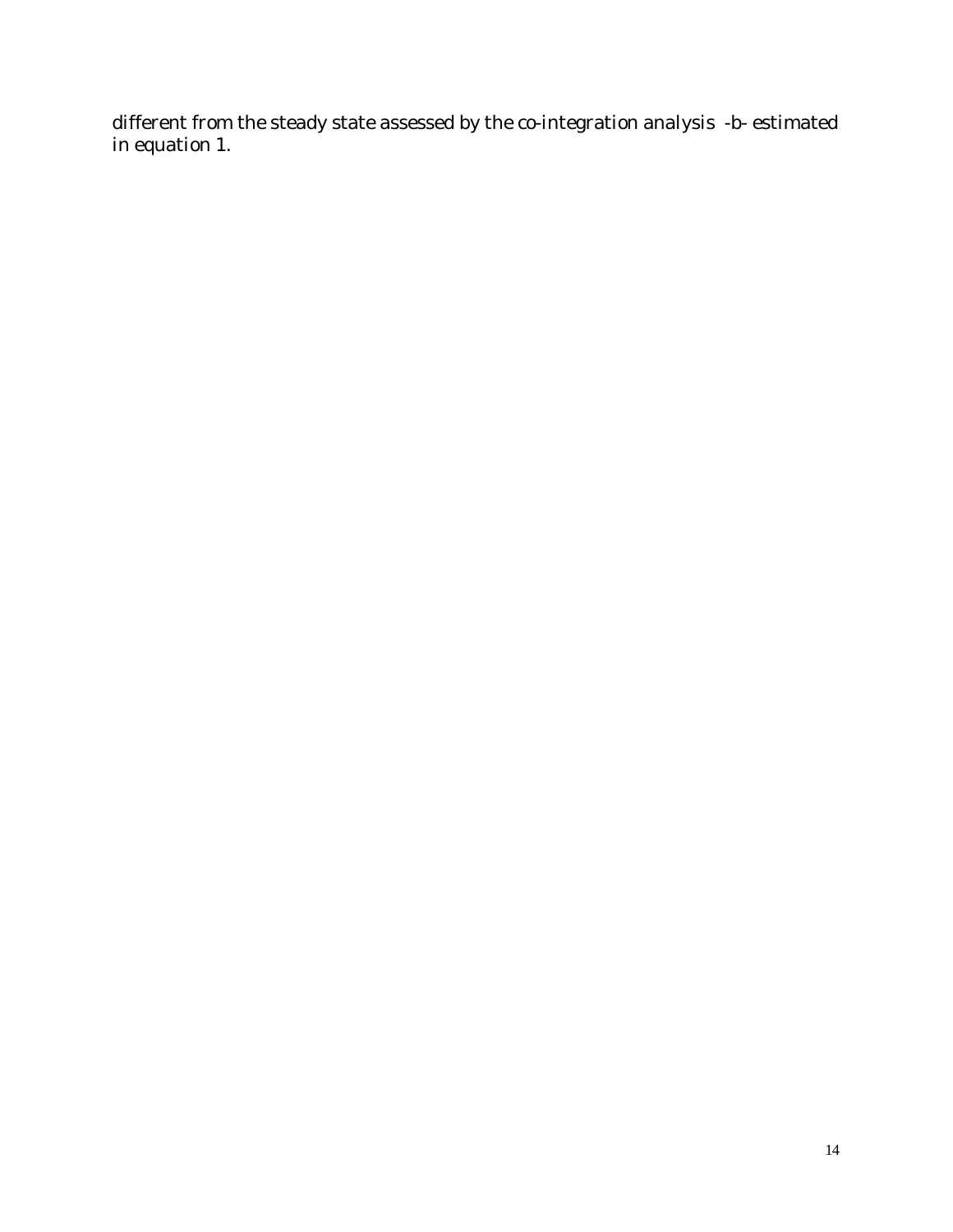different from the steady state assessed by the co-integration analysis -b- estimated in equation 1.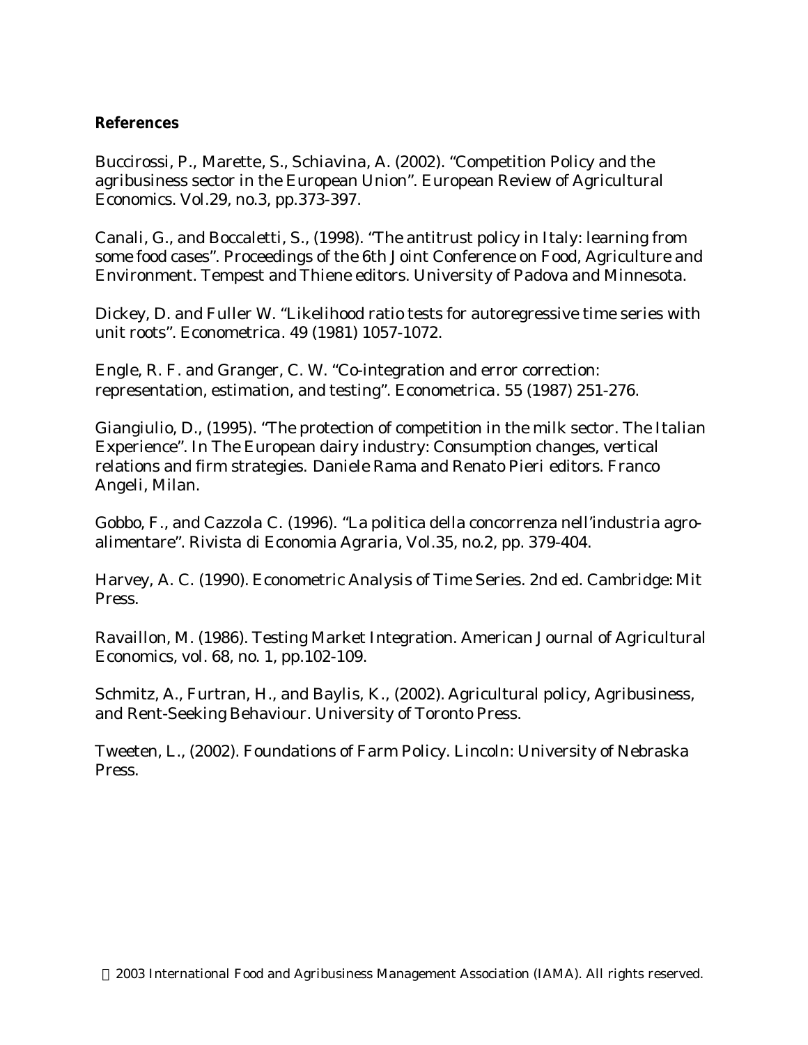**References**

Buccirossi, P., Marette, S., Schiavina, A. (2002). "Competition Policy and the agribusiness sector in the European Union". European Review of Agricultural Economics. Vol.29, no.3, pp.373-397.

Canali, G., and Boccaletti, S., (1998). "The antitrust policy in Italy: learning from some food cases". Proceedings of the 6th Joint Conference on Food, Agriculture and Environment. Tempest and Thiene editors. University of Padova and Minnesota.

Dickey, D. and Fuller W. "Likelihood ratio tests for autoregressive time series with unit roots". Econometrica. 49 (1981) 1057-1072.

Engle, R. F. and Granger, C. W. "Co-integration and error correction: representation, estimation, and testing". Econometrica. 55 (1987) 251-276.

Giangiulio, D., (1995). "The protection of competition in the milk sector. The Italian Experience". In The European dairy industry: Consumption changes, vertical relations and firm strategies. Daniele Rama and Renato Pieri editors. Franco Angeli, Milan.

Gobbo, F., and Cazzola C. (1996). "La politica della concorrenza nell'industria agro-alimentare". Rivista di Economia Agraria, Vol.35, no.2, pp. 379-404.

Harvey, A. C. (1990). Econometric Analysis of Time Series. 2nd ed. Cambridge: Mit Press.

Ravaillon, M. (1986). Testing Market Integration. American Journal of Agricultural Economics, vol. 68, no. 1, pp.102-109.

Schmitz, A., Furtran, H., and Baylis, K., (2002). Agricultural policy, Agribusiness, and Rent-Seeking Behaviour. University of Toronto Press.

Tweeten, L., (2002). Foundations of Farm Policy. Lincoln: University of Nebraska Press.

© 2003 International Food and Agribusiness Management Association (IAMA). All rights reserved.